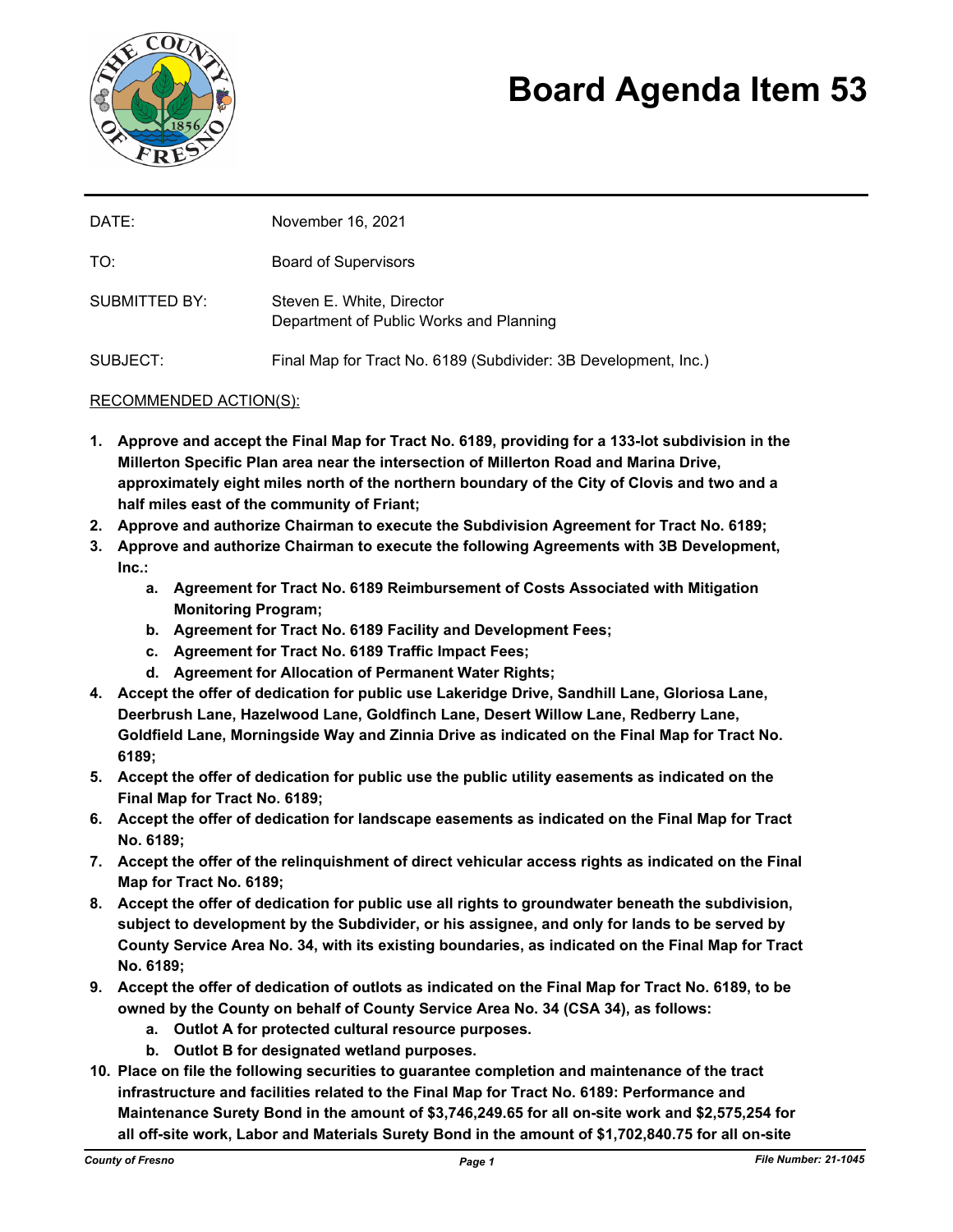# Board Agenda Item 53

| | |
|---|---|
| DATE: | November 16, 2021 |
| TO: | Board of Supervisors |
| SUBMITTED BY: | Steven E. White, Director<br>Department of Public Works and Planning |
| SUBJECT: | Final Map for Tract No. 6189 (Subdivider: 3B Development, Inc.) |

RECOMMENDED ACTION(S):

1. **Approve and accept the Final Map for Tract No. 6189, providing for a 133-lot subdivision in the Millerton Specific Plan area near the intersection of Millerton Road and Marina Drive, approximately eight miles north of the northern boundary of the City of Clovis and two and a half miles east of the community of Friant;**
2. **Approve and authorize Chairman to execute the Subdivision Agreement for Tract No. 6189;**
3. **Approve and authorize Chairman to execute the following Agreements with 3B Development, Inc.:**
    a. **Agreement for Tract No. 6189 Reimbursement of Costs Associated with Mitigation Monitoring Program;**
    b. **Agreement for Tract No. 6189 Facility and Development Fees;**
    c. **Agreement for Tract No. 6189 Traffic Impact Fees;**
    d. **Agreement for Allocation of Permanent Water Rights;**
4. **Accept the offer of dedication for public use Lakeridge Drive, Sandhill Lane, Gloriosa Lane, Deerbrush Lane, Hazelwood Lane, Goldfinch Lane, Desert Willow Lane, Redberry Lane, Goldfield Lane, Morningside Way and Zinnia Drive as indicated on the Final Map for Tract No. 6189;**
5. **Accept the offer of dedication for public use the public utility easements as indicated on the Final Map for Tract No. 6189;**
6. **Accept the offer of dedication for landscape easements as indicated on the Final Map for Tract No. 6189;**
7. **Accept the offer of the relinquishment of direct vehicular access rights as indicated on the Final Map for Tract No. 6189;**
8. **Accept the offer of dedication for public use all rights to groundwater beneath the subdivision, subject to development by the Subdivider, or his assignee, and only for lands to be served by County Service Area No. 34, with its existing boundaries, as indicated on the Final Map for Tract No. 6189;**
9. **Accept the offer of dedication of outlots as indicated on the Final Map for Tract No. 6189, to be owned by the County on behalf of County Service Area No. 34 (CSA 34), as follows:**
    a. **Outlot A for protected cultural resource purposes.**
    b. **Outlot B for designated wetland purposes.**
10. **Place on file the following securities to guarantee completion and maintenance of the tract infrastructure and facilities related to the Final Map for Tract No. 6189: Performance and Maintenance Surety Bond in the amount of $3,746,249.65 for all on-site work and $2,575,254 for all off-site work, Labor and Materials Surety Bond in the amount of $1,702,840.75 for all on-site**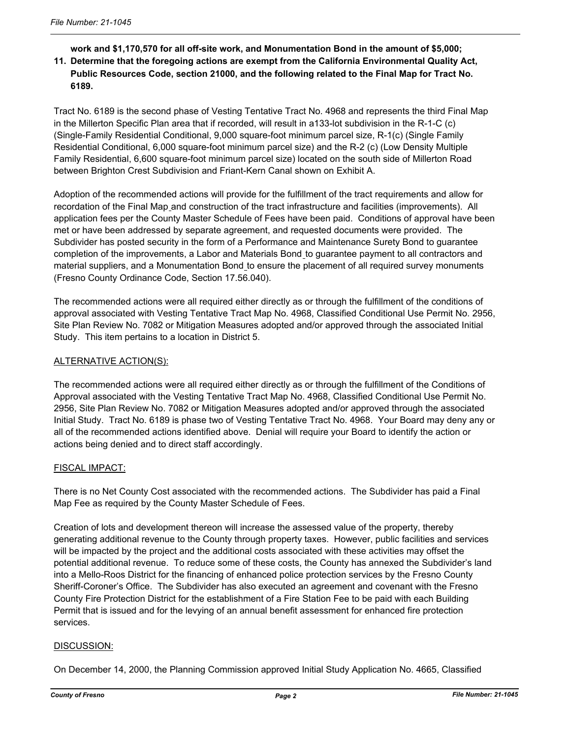**work and $1,170,570 for all off-site work, and Monumentation Bond in the amount of $5,000;**

11. **Determine that the foregoing actions are exempt from the California Environmental Quality Act, Public Resources Code, section 21000, and the following related to the Final Map for Tract No. 6189.**

Tract No. 6189 is the second phase of Vesting Tentative Tract No. 4968 and represents the third Final Map in the Millerton Specific Plan area that if recorded, will result in a133-lot subdivision in the R-1-C (c) (Single-Family Residential Conditional, 9,000 square-foot minimum parcel size, R-1(c) (Single Family Residential Conditional, 6,000 square-foot minimum parcel size) and the R-2 (c) (Low Density Multiple Family Residential, 6,600 square-foot minimum parcel size) located on the south side of Millerton Road between Brighton Crest Subdivision and Friant-Kern Canal shown on Exhibit A.

Adoption of the recommended actions will provide for the fulfillment of the tract requirements and allow for recordation of the Final Map and construction of the tract infrastructure and facilities (improvements). All application fees per the County Master Schedule of Fees have been paid. Conditions of approval have been met or have been addressed by separate agreement, and requested documents were provided. The Subdivider has posted security in the form of a Performance and Maintenance Surety Bond to guarantee completion of the improvements, a Labor and Materials Bond to guarantee payment to all contractors and material suppliers, and a Monumentation Bond to ensure the placement of all required survey monuments (Fresno County Ordinance Code, Section 17.56.040).

The recommended actions were all required either directly as or through the fulfillment of the conditions of approval associated with Vesting Tentative Tract Map No. 4968, Classified Conditional Use Permit No. 2956, Site Plan Review No. 7082 or Mitigation Measures adopted and/or approved through the associated Initial Study. This item pertains to a location in District 5.

## ALTERNATIVE ACTION(S):

The recommended actions were all required either directly as or through the fulfillment of the Conditions of Approval associated with the Vesting Tentative Tract Map No. 4968, Classified Conditional Use Permit No. 2956, Site Plan Review No. 7082 or Mitigation Measures adopted and/or approved through the associated Initial Study. Tract No. 6189 is phase two of Vesting Tentative Tract No. 4968. Your Board may deny any or all of the recommended actions identified above. Denial will require your Board to identify the action or actions being denied and to direct staff accordingly.

## FISCAL IMPACT:

There is no Net County Cost associated with the recommended actions. The Subdivider has paid a Final Map Fee as required by the County Master Schedule of Fees.

Creation of lots and development thereon will increase the assessed value of the property, thereby generating additional revenue to the County through property taxes. However, public facilities and services will be impacted by the project and the additional costs associated with these activities may offset the potential additional revenue. To reduce some of these costs, the County has annexed the Subdivider's land into a Mello-Roos District for the financing of enhanced police protection services by the Fresno County Sheriff-Coroner's Office. The Subdivider has also executed an agreement and covenant with the Fresno County Fire Protection District for the establishment of a Fire Station Fee to be paid with each Building Permit that is issued and for the levying of an annual benefit assessment for enhanced fire protection services.

## DISCUSSION:

On December 14, 2000, the Planning Commission approved Initial Study Application No. 4665, Classified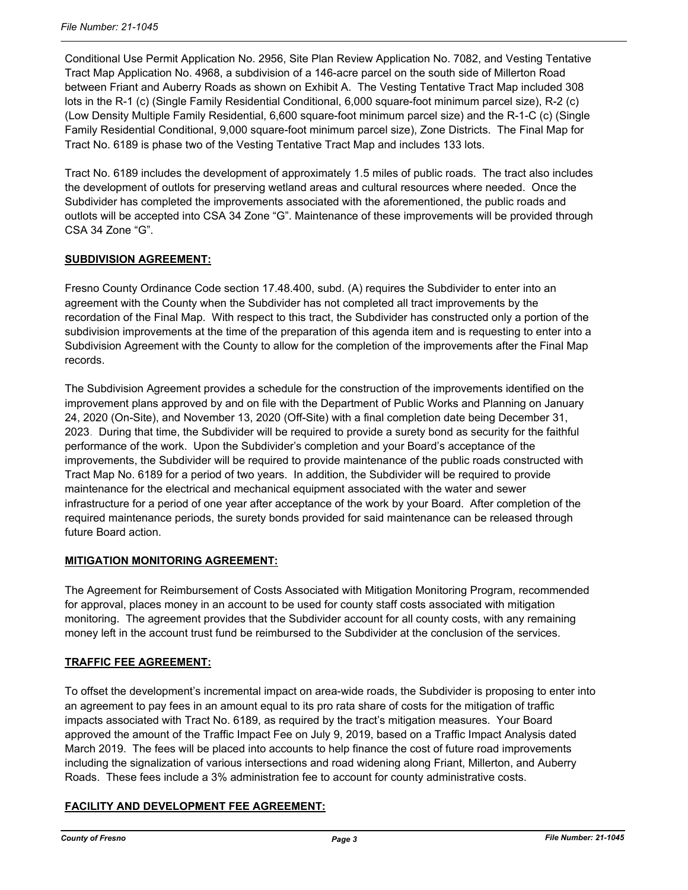Conditional Use Permit Application No. 2956, Site Plan Review Application No. 7082, and Vesting Tentative Tract Map Application No. 4968, a subdivision of a 146-acre parcel on the south side of Millerton Road between Friant and Auberry Roads as shown on Exhibit A. The Vesting Tentative Tract Map included 308 lots in the R-1 (c) (Single Family Residential Conditional, 6,000 square-foot minimum parcel size), R-2 (c) (Low Density Multiple Family Residential, 6,600 square-foot minimum parcel size) and the R-1-C (c) (Single Family Residential Conditional, 9,000 square-foot minimum parcel size), Zone Districts. The Final Map for Tract No. 6189 is phase two of the Vesting Tentative Tract Map and includes 133 lots.

Tract No. 6189 includes the development of approximately 1.5 miles of public roads. The tract also includes the development of outlots for preserving wetland areas and cultural resources where needed. Once the Subdivider has completed the improvements associated with the aforementioned, the public roads and outlots will be accepted into CSA 34 Zone "G". Maintenance of these improvements will be provided through CSA 34 Zone "G".

**SUBDIVISION AGREEMENT:**

Fresno County Ordinance Code section 17.48.400, subd. (A) requires the Subdivider to enter into an agreement with the County when the Subdivider has not completed all tract improvements by the recordation of the Final Map. With respect to this tract, the Subdivider has constructed only a portion of the subdivision improvements at the time of the preparation of this agenda item and is requesting to enter into a Subdivision Agreement with the County to allow for the completion of the improvements after the Final Map records.

The Subdivision Agreement provides a schedule for the construction of the improvements identified on the improvement plans approved by and on file with the Department of Public Works and Planning on January 24, 2020 (On-Site), and November 13, 2020 (Off-Site) with a final completion date being December 31, 2023. During that time, the Subdivider will be required to provide a surety bond as security for the faithful performance of the work. Upon the Subdivider's completion and your Board's acceptance of the improvements, the Subdivider will be required to provide maintenance of the public roads constructed with Tract Map No. 6189 for a period of two years. In addition, the Subdivider will be required to provide maintenance for the electrical and mechanical equipment associated with the water and sewer infrastructure for a period of one year after acceptance of the work by your Board. After completion of the required maintenance periods, the surety bonds provided for said maintenance can be released through future Board action.

**MITIGATION MONITORING AGREEMENT:**

The Agreement for Reimbursement of Costs Associated with Mitigation Monitoring Program, recommended for approval, places money in an account to be used for county staff costs associated with mitigation monitoring. The agreement provides that the Subdivider account for all county costs, with any remaining money left in the account trust fund be reimbursed to the Subdivider at the conclusion of the services.

**TRAFFIC FEE AGREEMENT:**

To offset the development's incremental impact on area-wide roads, the Subdivider is proposing to enter into an agreement to pay fees in an amount equal to its pro rata share of costs for the mitigation of traffic impacts associated with Tract No. 6189, as required by the tract's mitigation measures. Your Board approved the amount of the Traffic Impact Fee on July 9, 2019, based on a Traffic Impact Analysis dated March 2019. The fees will be placed into accounts to help finance the cost of future road improvements including the signalization of various intersections and road widening along Friant, Millerton, and Auberry Roads. These fees include a 3% administration fee to account for county administrative costs.

**FACILITY AND DEVELOPMENT FEE AGREEMENT:**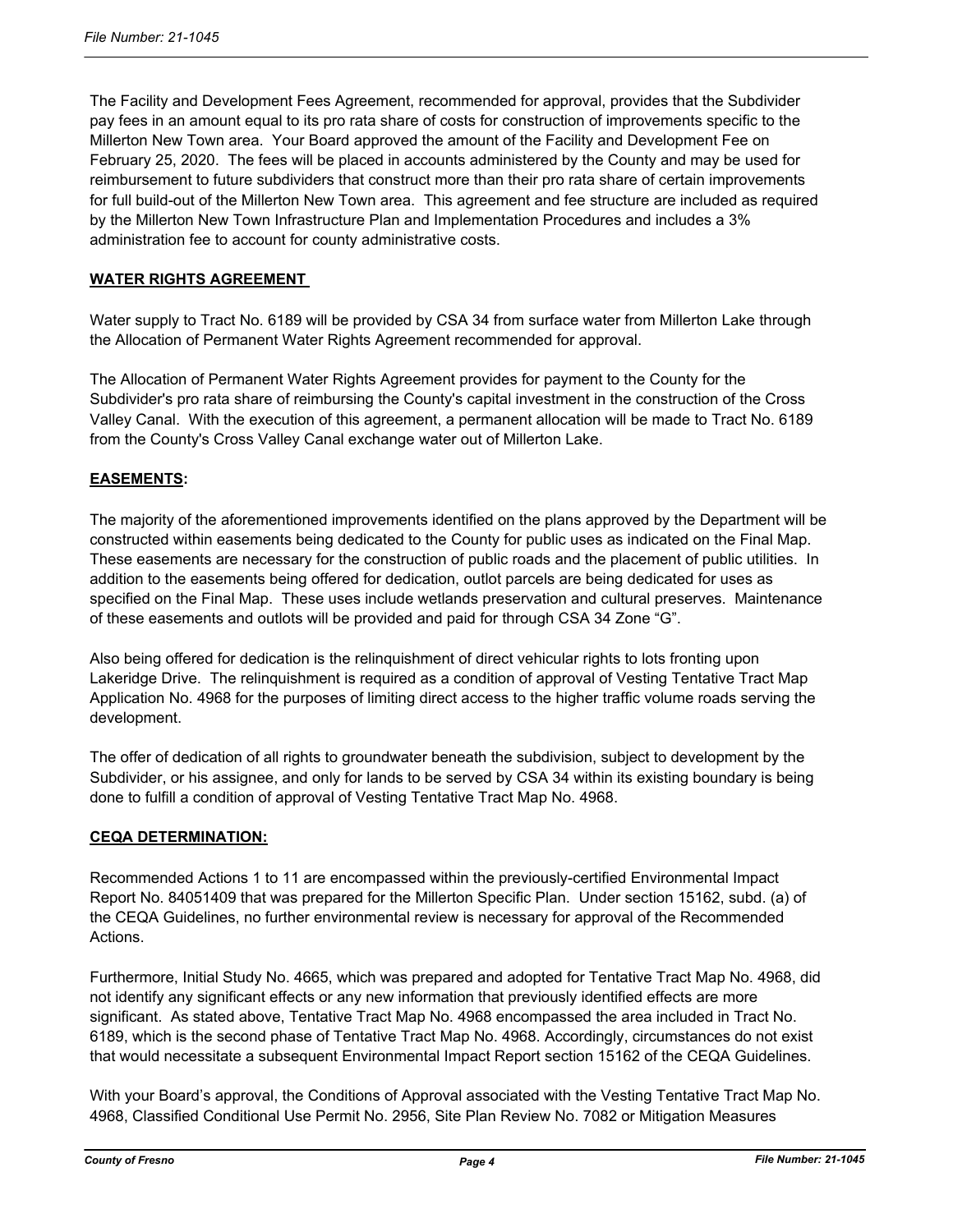The Facility and Development Fees Agreement, recommended for approval, provides that the Subdivider pay fees in an amount equal to its pro rata share of costs for construction of improvements specific to the Millerton New Town area. Your Board approved the amount of the Facility and Development Fee on February 25, 2020. The fees will be placed in accounts administered by the County and may be used for reimbursement to future subdividers that construct more than their pro rata share of certain improvements for full build-out of the Millerton New Town area. This agreement and fee structure are included as required by the Millerton New Town Infrastructure Plan and Implementation Procedures and includes a 3% administration fee to account for county administrative costs.

**WATER RIGHTS AGREEMENT**

Water supply to Tract No. 6189 will be provided by CSA 34 from surface water from Millerton Lake through the Allocation of Permanent Water Rights Agreement recommended for approval.

The Allocation of Permanent Water Rights Agreement provides for payment to the County for the Subdivider's pro rata share of reimbursing the County's capital investment in the construction of the Cross Valley Canal. With the execution of this agreement, a permanent allocation will be made to Tract No. 6189 from the County's Cross Valley Canal exchange water out of Millerton Lake.

**EASEMENTS:**

The majority of the aforementioned improvements identified on the plans approved by the Department will be constructed within easements being dedicated to the County for public uses as indicated on the Final Map. These easements are necessary for the construction of public roads and the placement of public utilities. In addition to the easements being offered for dedication, outlot parcels are being dedicated for uses as specified on the Final Map. These uses include wetlands preservation and cultural preserves. Maintenance of these easements and outlots will be provided and paid for through CSA 34 Zone "G".

Also being offered for dedication is the relinquishment of direct vehicular rights to lots fronting upon Lakeridge Drive. The relinquishment is required as a condition of approval of Vesting Tentative Tract Map Application No. 4968 for the purposes of limiting direct access to the higher traffic volume roads serving the development.

The offer of dedication of all rights to groundwater beneath the subdivision, subject to development by the Subdivider, or his assignee, and only for lands to be served by CSA 34 within its existing boundary is being done to fulfill a condition of approval of Vesting Tentative Tract Map No. 4968.

**CEQA DETERMINATION:**

Recommended Actions 1 to 11 are encompassed within the previously-certified Environmental Impact Report No. 84051409 that was prepared for the Millerton Specific Plan. Under section 15162, subd. (a) of the CEQA Guidelines, no further environmental review is necessary for approval of the Recommended Actions.

Furthermore, Initial Study No. 4665, which was prepared and adopted for Tentative Tract Map No. 4968, did not identify any significant effects or any new information that previously identified effects are more significant. As stated above, Tentative Tract Map No. 4968 encompassed the area included in Tract No. 6189, which is the second phase of Tentative Tract Map No. 4968. Accordingly, circumstances do not exist that would necessitate a subsequent Environmental Impact Report section 15162 of the CEQA Guidelines.

With your Board's approval, the Conditions of Approval associated with the Vesting Tentative Tract Map No. 4968, Classified Conditional Use Permit No. 2956, Site Plan Review No. 7082 or Mitigation Measures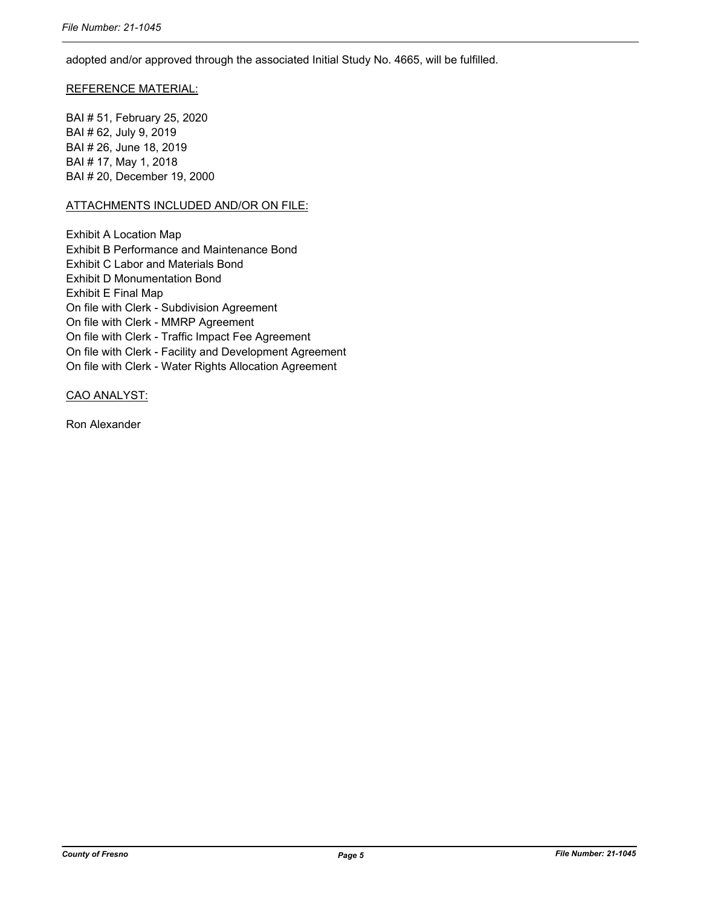adopted and/or approved through the associated Initial Study No. 4665, will be fulfilled.

REFERENCE MATERIAL:

BAI # 51, February 25, 2020
BAI # 62, July 9, 2019
BAI # 26, June 18, 2019
BAI # 17, May 1, 2018
BAI # 20, December 19, 2000

ATTACHMENTS INCLUDED AND/OR ON FILE:

Exhibit A Location Map
Exhibit B Performance and Maintenance Bond
Exhibit C Labor and Materials Bond
Exhibit D Monumentation Bond
Exhibit E Final Map
On file with Clerk - Subdivision Agreement
On file with Clerk - MMRP Agreement
On file with Clerk - Traffic Impact Fee Agreement
On file with Clerk - Facility and Development Agreement
On file with Clerk - Water Rights Allocation Agreement

CAO ANALYST:

Ron Alexander